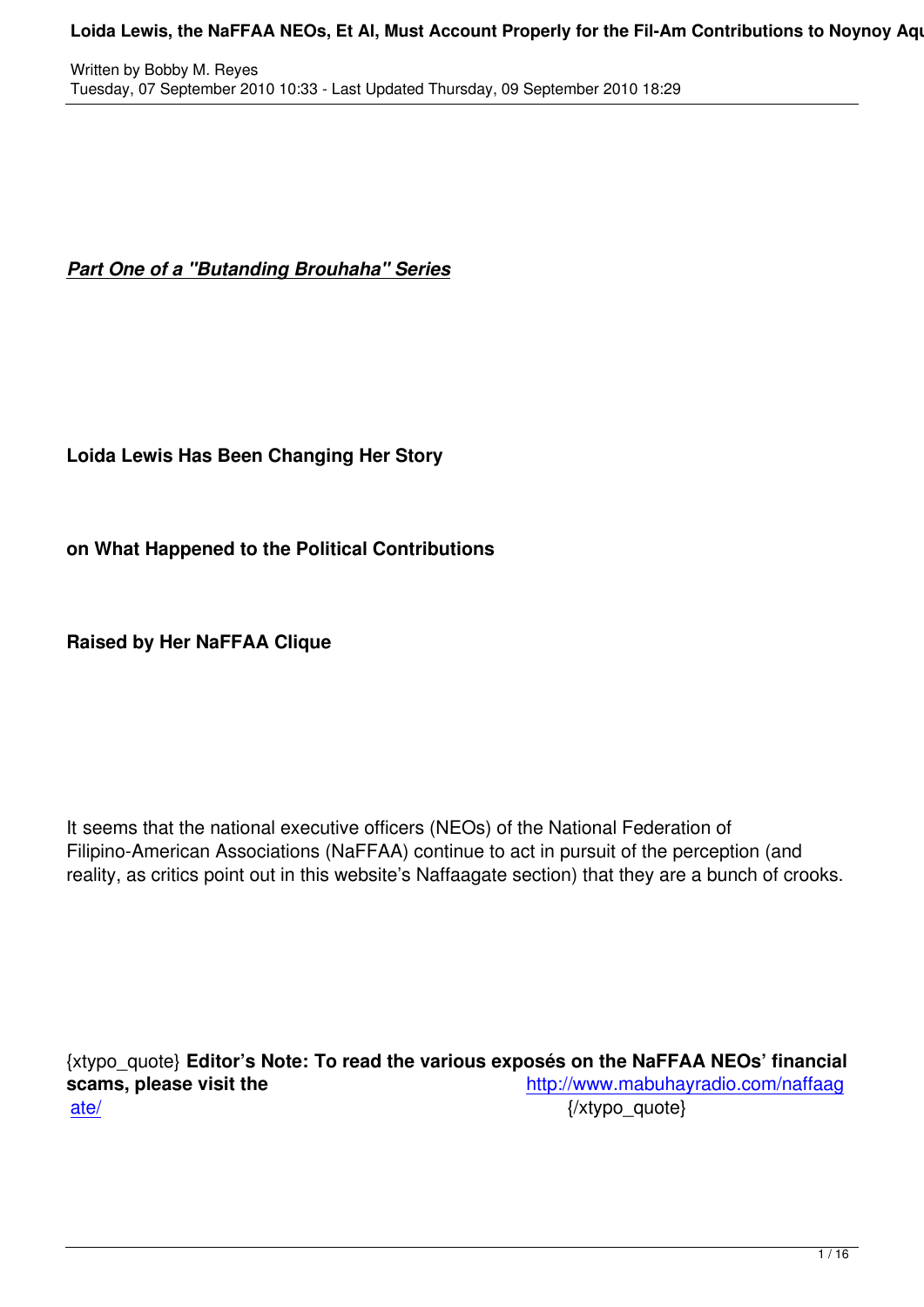***Part One of a "Butanding Brouhaha" Series***

**Loida Lewis Has Been Changing Her Story**

**on What Happened to the Political Contributions**

**Raised by Her NaFFAA Clique**

It seems that the national executive officers (NEOs) of the National Federation of Filipino-American Associations (NaFFAA) continue to act in pursuit of the perception (and reality, as critics point out in this website's Naffaagate section) that they are a bunch of crooks.

{xtypo_quote} **Editor's Note: To read the various exposés on the NaFFAA NEOs' financial scams, please visit the** [http://www.mabuhayradio.com/naffaagate/](http://www.mabuhayradio.com/naffaagate/) {/xtypo_quote}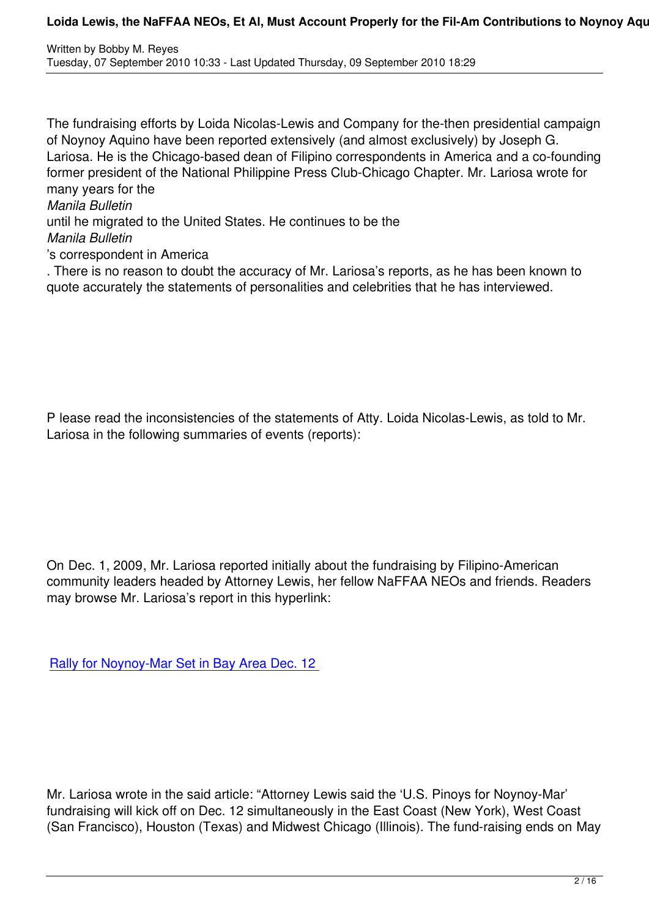The fundraising efforts by Loida Nicolas-Lewis and Company for the-then presidential campaign of Noynoy Aquino have been reported extensively (and almost exclusively) by Joseph G. Lariosa. He is the Chicago-based dean of Filipino correspondents in America and a co-founding former president of the National Philippine Press Club-Chicago Chapter. Mr. Lariosa wrote for many years for the *Manila Bulletin* until he migrated to the United States. He continues to be the *Manila Bulletin*'s correspondent in America. There is no reason to doubt the accuracy of Mr. Lariosa's reports, as he has been known to quote accurately the statements of personalities and celebrities that he has interviewed.

P lease read the inconsistencies of the statements of Atty. Loida Nicolas-Lewis, as told to Mr. Lariosa in the following summaries of events (reports):

On Dec. 1, 2009, Mr. Lariosa reported initially about the fundraising by Filipino-American community leaders headed by Attorney Lewis, her fellow NaFFAA NEOs and friends. Readers may browse Mr. Lariosa's report in this hyperlink:

[Rally for Noynoy-Mar Set in Bay Area Dec. 12](#)

Mr. Lariosa wrote in the said article: "Attorney Lewis said the 'U.S. Pinoys for Noynoy-Mar' fundraising will kick off on Dec. 12 simultaneously in the East Coast (New York), West Coast (San Francisco), Houston (Texas) and Midwest Chicago (Illinois). The fund-raising ends on May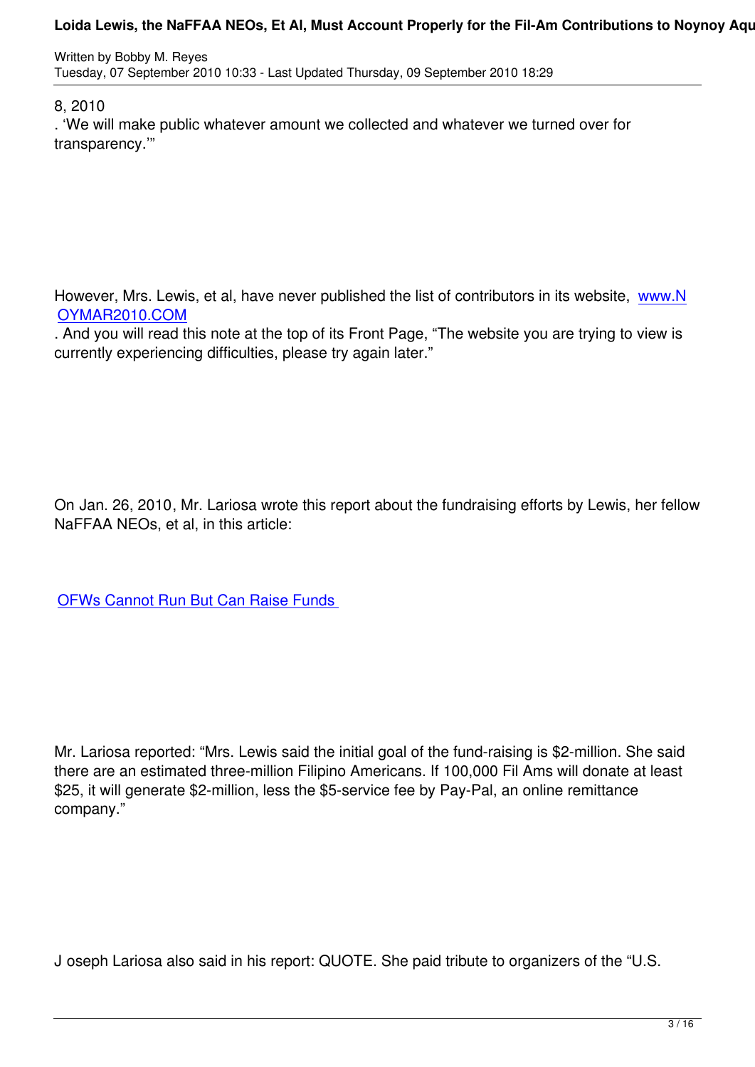8, 2010
. 'We will make public whatever amount we collected and whatever we turned over for transparency.'"

However, Mrs. Lewis, et al, have never published the list of contributors in its website, www.NOYMAR2010.COM
. And you will read this note at the top of its Front Page, "The website you are trying to view is currently experiencing difficulties, please try again later."

On Jan. 26, 2010, Mr. Lariosa wrote this report about the fundraising efforts by Lewis, her fellow NaFFAA NEOs, et al, in this article:

OFWs Cannot Run But Can Raise Funds

Mr. Lariosa reported: "Mrs. Lewis said the initial goal of the fund-raising is $2-million. She said there are an estimated three-million Filipino Americans. If 100,000 Fil Ams will donate at least $25, it will generate $2-million, less the $5-service fee by Pay-Pal, an online remittance company."

J oseph Lariosa also said in his report: QUOTE. She paid tribute to organizers of the "U.S.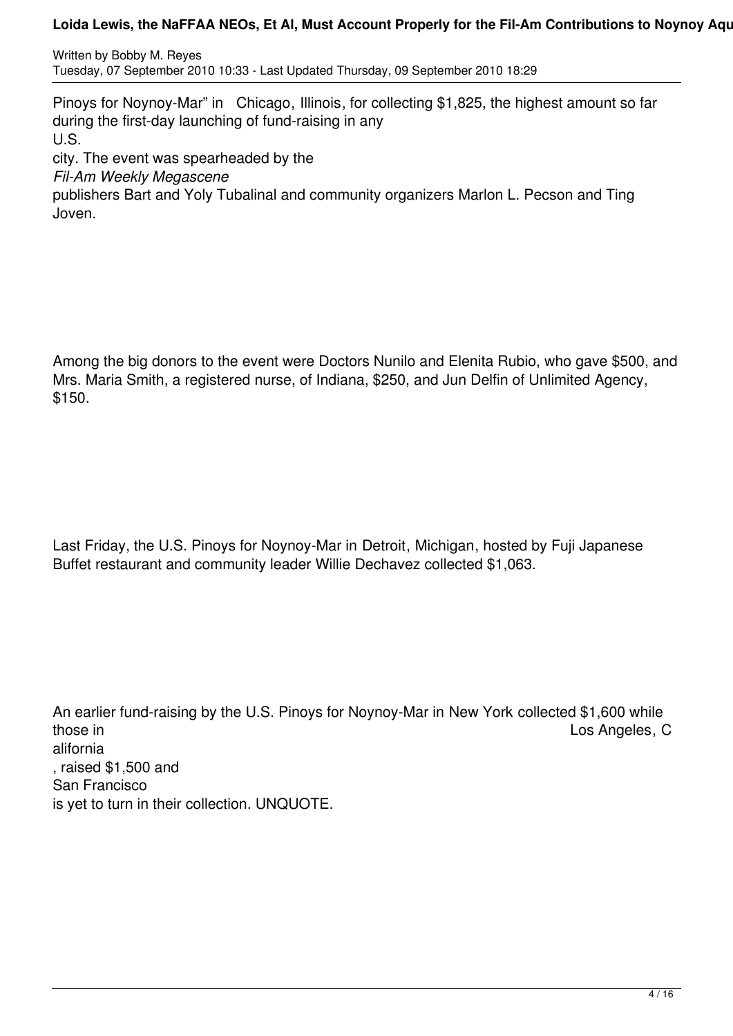Pinoys for Noynoy-Mar" in Chicago, Illinois, for collecting $1,825, the highest amount so far during the first-day launching of fund-raising in any U.S. city. The event was spearheaded by the *Fil-Am Weekly Megascene* publishers Bart and Yoly Tubalinal and community organizers Marlon L. Pecson and Ting Joven.

Among the big donors to the event were Doctors Nunilo and Elenita Rubio, who gave $500, and Mrs. Maria Smith, a registered nurse, of Indiana, $250, and Jun Delfin of Unlimited Agency, $150.

Last Friday, the U.S. Pinoys for Noynoy-Mar in Detroit, Michigan, hosted by Fuji Japanese Buffet restaurant and community leader Willie Dechavez collected $1,063.

An earlier fund-raising by the U.S. Pinoys for Noynoy-Mar in New York collected $1,600 while those in Los Angeles, California, raised $1,500 and San Francisco is yet to turn in their collection. UNQUOTE.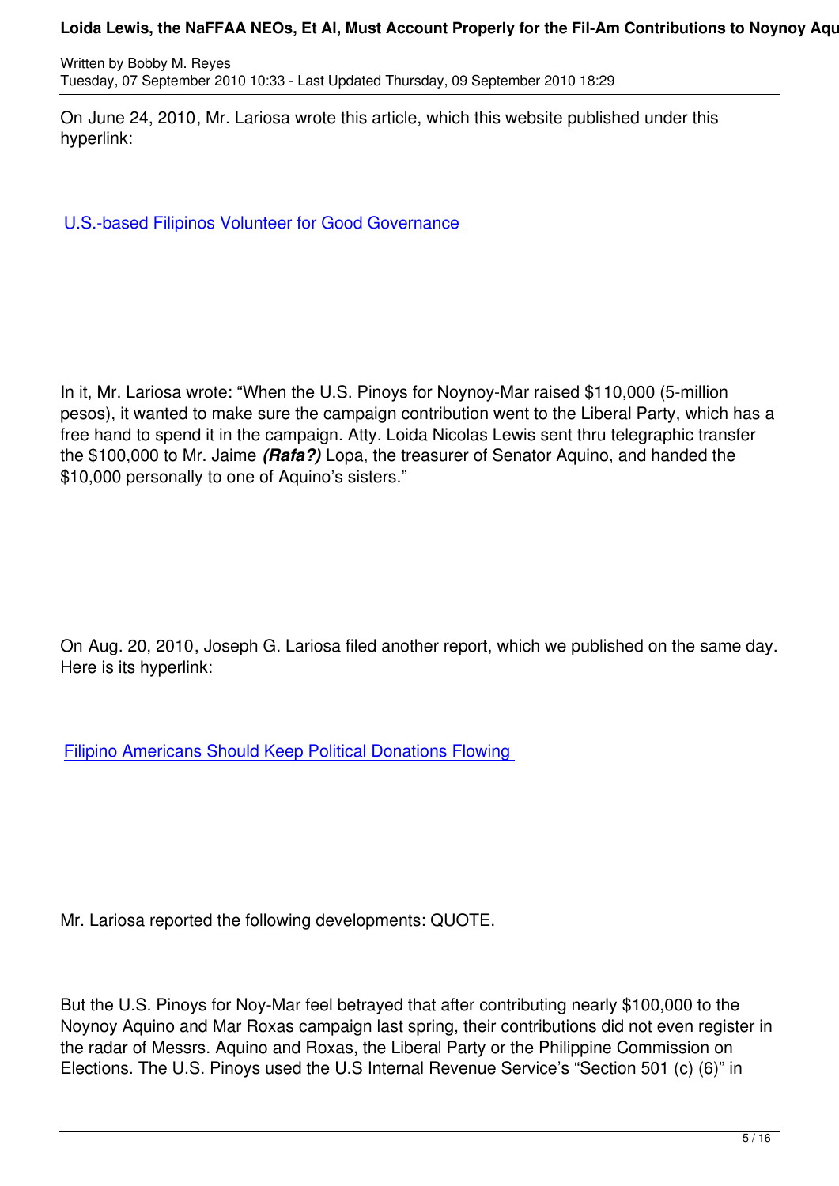On June 24, 2010, Mr. Lariosa wrote this article, which this website published under this hyperlink:

[U.S.-based Filipinos Volunteer for Good Governance](#)

In it, Mr. Lariosa wrote: "When the U.S. Pinoys for Noynoy-Mar raised $110,000 (5-million pesos), it wanted to make sure the campaign contribution went to the Liberal Party, which has a free hand to spend it in the campaign. Atty. Loida Nicolas Lewis sent thru telegraphic transfer the $100,000 to Mr. Jaime ***(Rafa?)*** Lopa, the treasurer of Senator Aquino, and handed the $10,000 personally to one of Aquino's sisters."

On Aug. 20, 2010, Joseph G. Lariosa filed another report, which we published on the same day. Here is its hyperlink:

[Filipino Americans Should Keep Political Donations Flowing](#)

Mr. Lariosa reported the following developments: QUOTE.

But the U.S. Pinoys for Noy-Mar feel betrayed that after contributing nearly $100,000 to the Noynoy Aquino and Mar Roxas campaign last spring, their contributions did not even register in the radar of Messrs. Aquino and Roxas, the Liberal Party or the Philippine Commission on Elections. The U.S. Pinoys used the U.S Internal Revenue Service's "Section 501 (c) (6)" in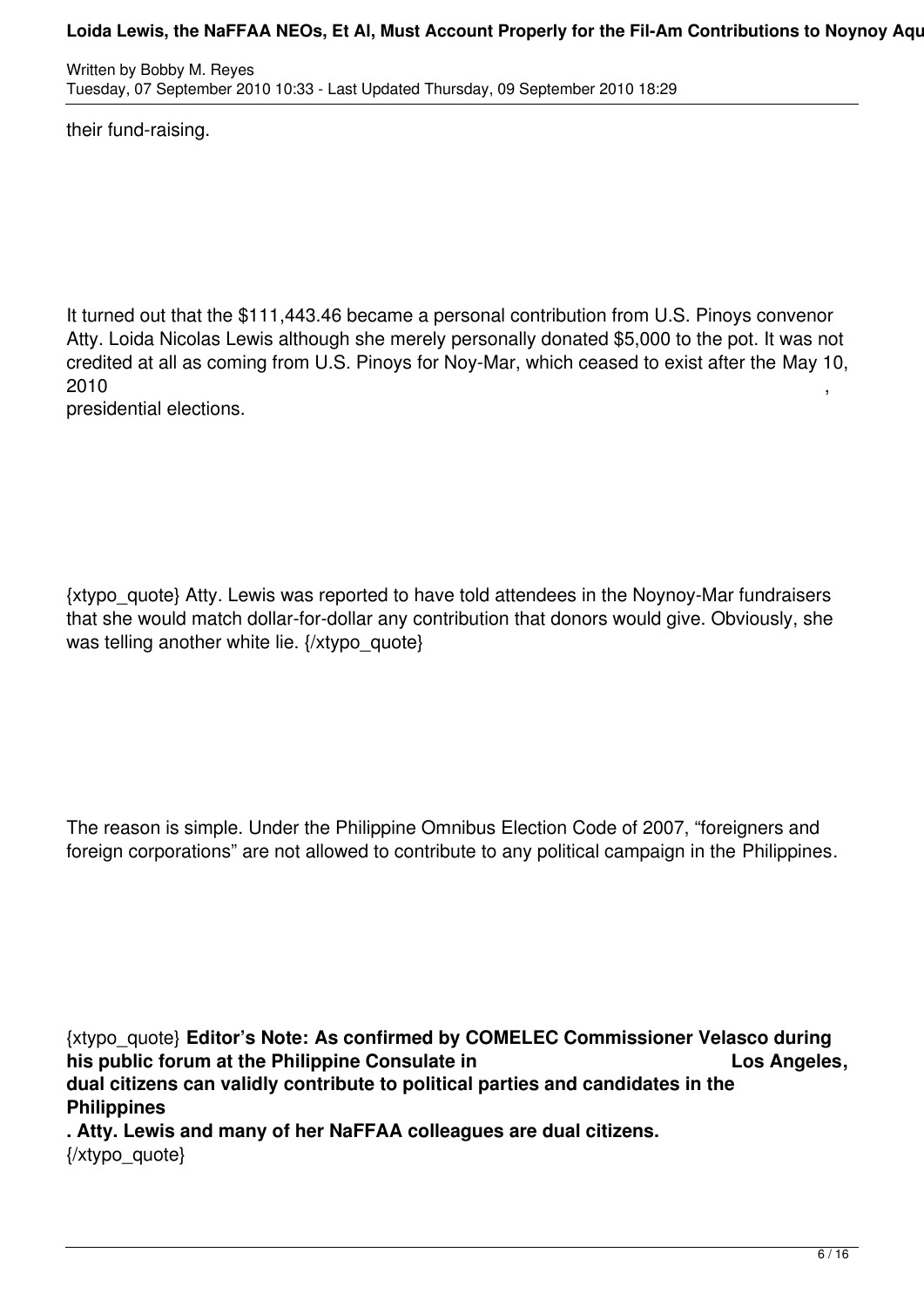their fund-raising.

It turned out that the $111,443.46 became a personal contribution from U.S. Pinoys convenor Atty. Loida Nicolas Lewis although she merely personally donated $5,000 to the pot. It was not credited at all as coming from U.S. Pinoys for Noy-Mar, which ceased to exist after the May 10, 2010, presidential elections.

{xtypo_quote} Atty. Lewis was reported to have told attendees in the Noynoy-Mar fundraisers that she would match dollar-for-dollar any contribution that donors would give. Obviously, she was telling another white lie. {/xtypo_quote}

The reason is simple. Under the Philippine Omnibus Election Code of 2007, “foreigners and foreign corporations” are not allowed to contribute to any political campaign in the Philippines.

{xtypo_quote} **Editor’s Note: As confirmed by COMELEC Commissioner Velasco during his public forum at the Philippine Consulate in Los Angeles, dual citizens can validly contribute to political parties and candidates in the Philippines. Atty. Lewis and many of her NaFFAA colleagues are dual citizens.** {/xtypo_quote}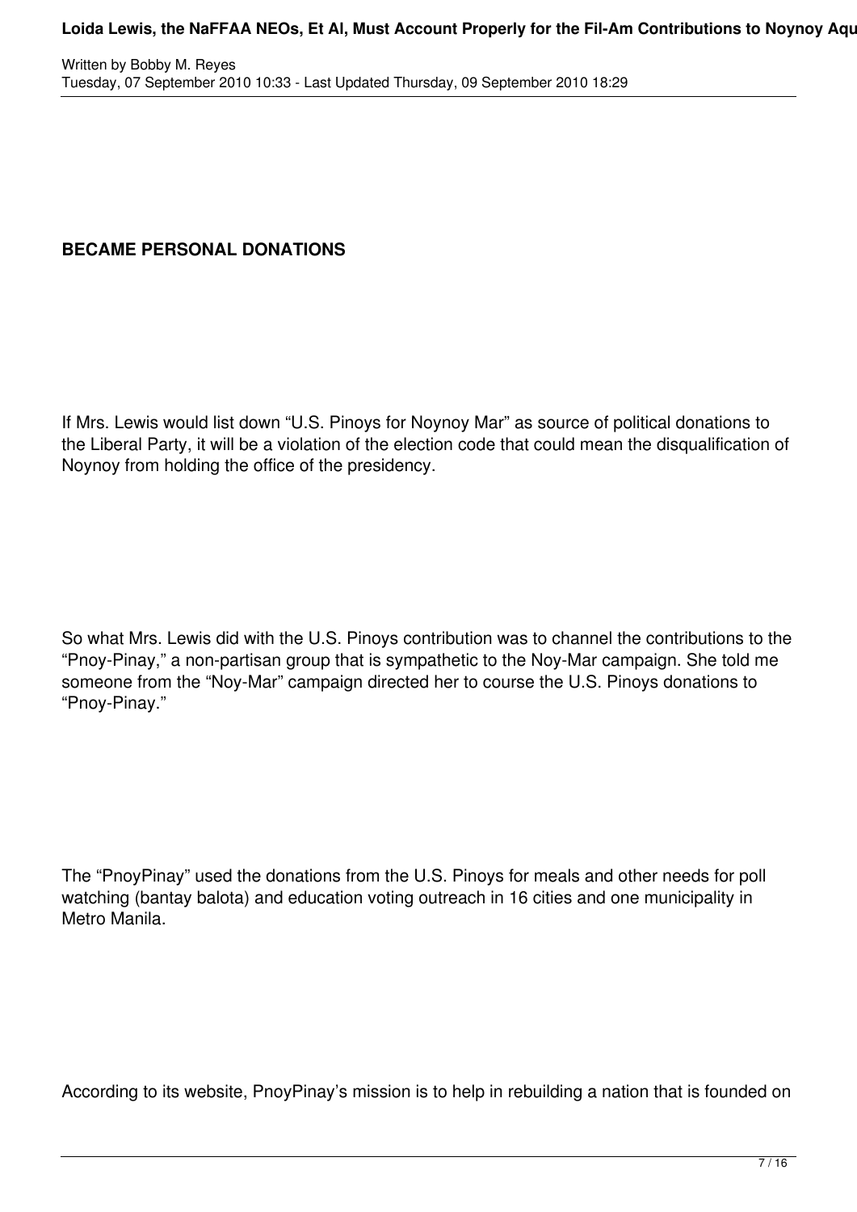**BECAME PERSONAL DONATIONS**

If Mrs. Lewis would list down “U.S. Pinoys for Noynoy Mar” as source of political donations to the Liberal Party, it will be a violation of the election code that could mean the disqualification of Noynoy from holding the office of the presidency.

So what Mrs. Lewis did with the U.S. Pinoys contribution was to channel the contributions to the “Pnoy-Pinay,” a non-partisan group that is sympathetic to the Noy-Mar campaign. She told me someone from the “Noy-Mar” campaign directed her to course the U.S. Pinoys donations to “Pnoy-Pinay.”

The “PnoyPinay” used the donations from the U.S. Pinoys for meals and other needs for poll watching (bantay balota) and education voting outreach in 16 cities and one municipality in Metro Manila.

According to its website, PnoyPinay’s mission is to help in rebuilding a nation that is founded on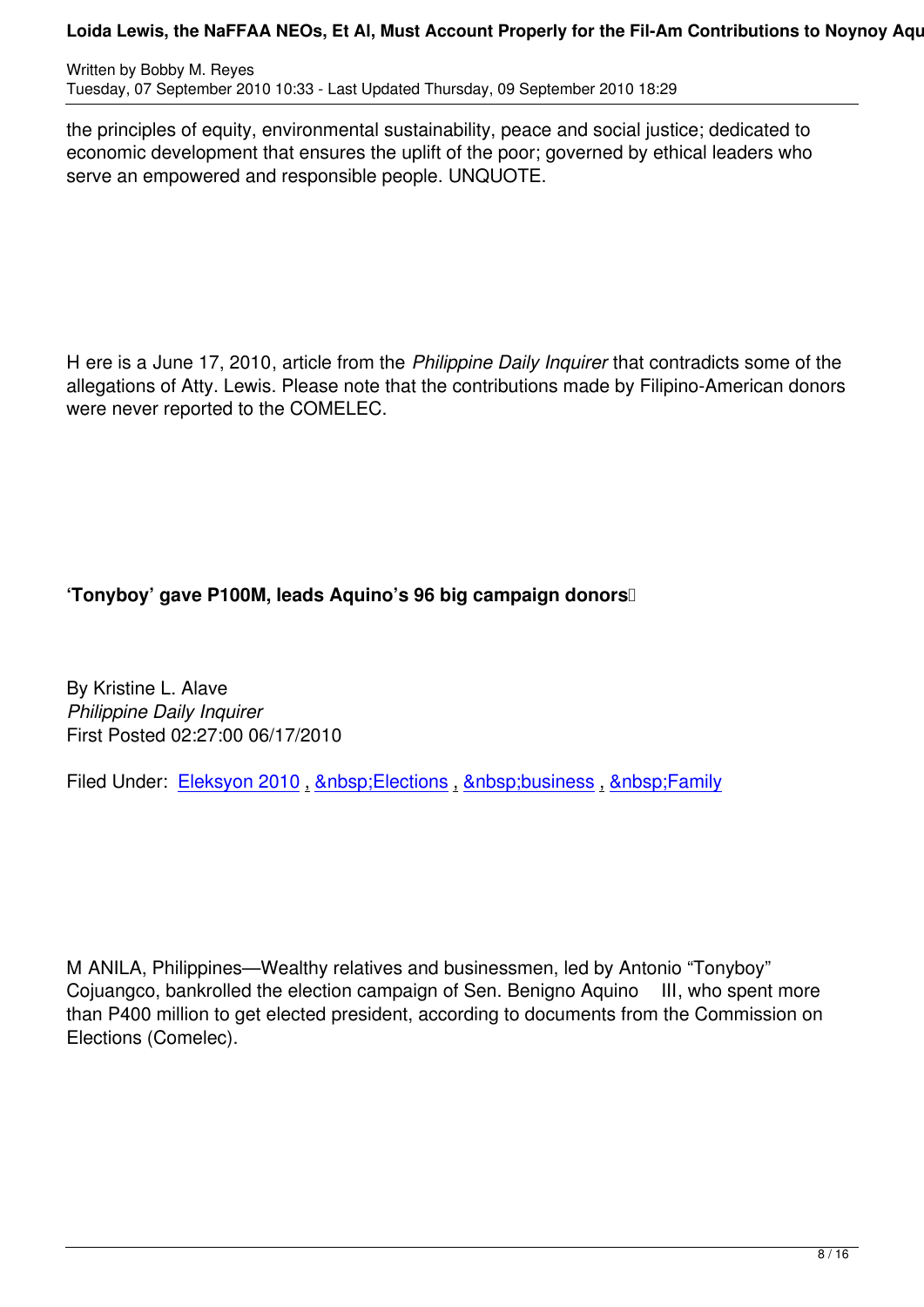the principles of equity, environmental sustainability, peace and social justice; dedicated to economic development that ensures the uplift of the poor; governed by ethical leaders who serve an empowered and responsible people. UNQUOTE.

Here is a June 17, 2010, article from the *Philippine Daily Inquirer* that contradicts some of the allegations of Atty. Lewis. Please note that the contributions made by Filipino-American donors were never reported to the COMELEC.

**'Tonyboy' gave P100M, leads Aquino's 96 big campaign donors**

By Kristine L. Alave
*Philippine Daily Inquirer*
First Posted 02:27:00 06/17/2010

Filed Under: Eleksyon 2010 , &nbsp;Elections , &nbsp;business , &nbsp;Family

MANILA, Philippines—Wealthy relatives and businessmen, led by Antonio "Tonyboy" Cojuangco, bankrolled the election campaign of Sen. Benigno Aquino III, who spent more than P400 million to get elected president, according to documents from the Commission on Elections (Comelec).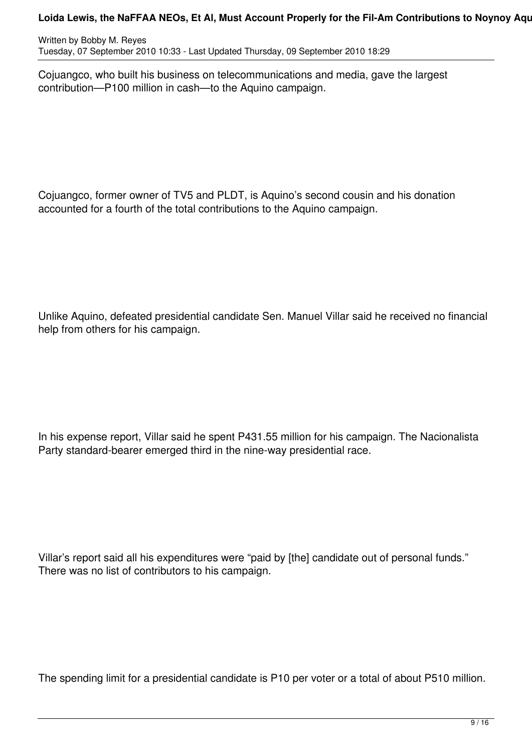Cojuangco, who built his business on telecommunications and media, gave the largest contribution—P100 million in cash—to the Aquino campaign.

Cojuangco, former owner of TV5 and PLDT, is Aquino's second cousin and his donation accounted for a fourth of the total contributions to the Aquino campaign.

Unlike Aquino, defeated presidential candidate Sen. Manuel Villar said he received no financial help from others for his campaign.

In his expense report, Villar said he spent P431.55 million for his campaign. The Nacionalista Party standard-bearer emerged third in the nine-way presidential race.

Villar's report said all his expenditures were "paid by [the] candidate out of personal funds." There was no list of contributors to his campaign.

The spending limit for a presidential candidate is P10 per voter or a total of about P510 million.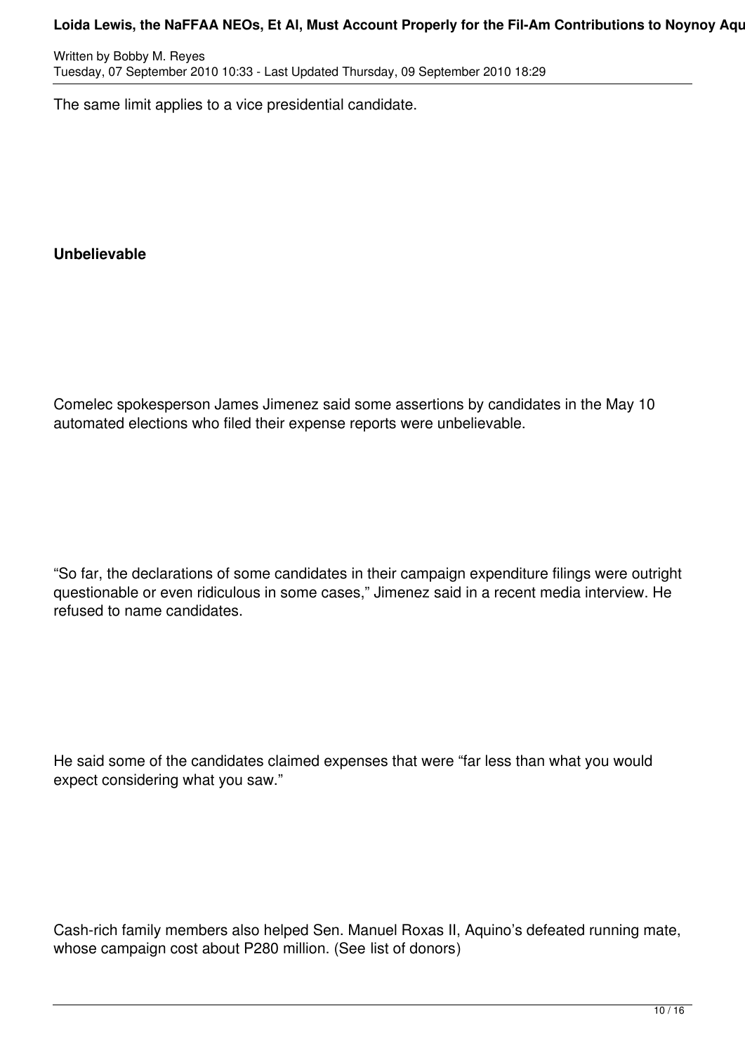The same limit applies to a vice presidential candidate.

**Unbelievable**

Comelec spokesperson James Jimenez said some assertions by candidates in the May 10 automated elections who filed their expense reports were unbelievable.

“So far, the declarations of some candidates in their campaign expenditure filings were outright questionable or even ridiculous in some cases,” Jimenez said in a recent media interview. He refused to name candidates.

He said some of the candidates claimed expenses that were “far less than what you would expect considering what you saw.”

Cash-rich family members also helped Sen. Manuel Roxas II, Aquino’s defeated running mate, whose campaign cost about P280 million. (See list of donors)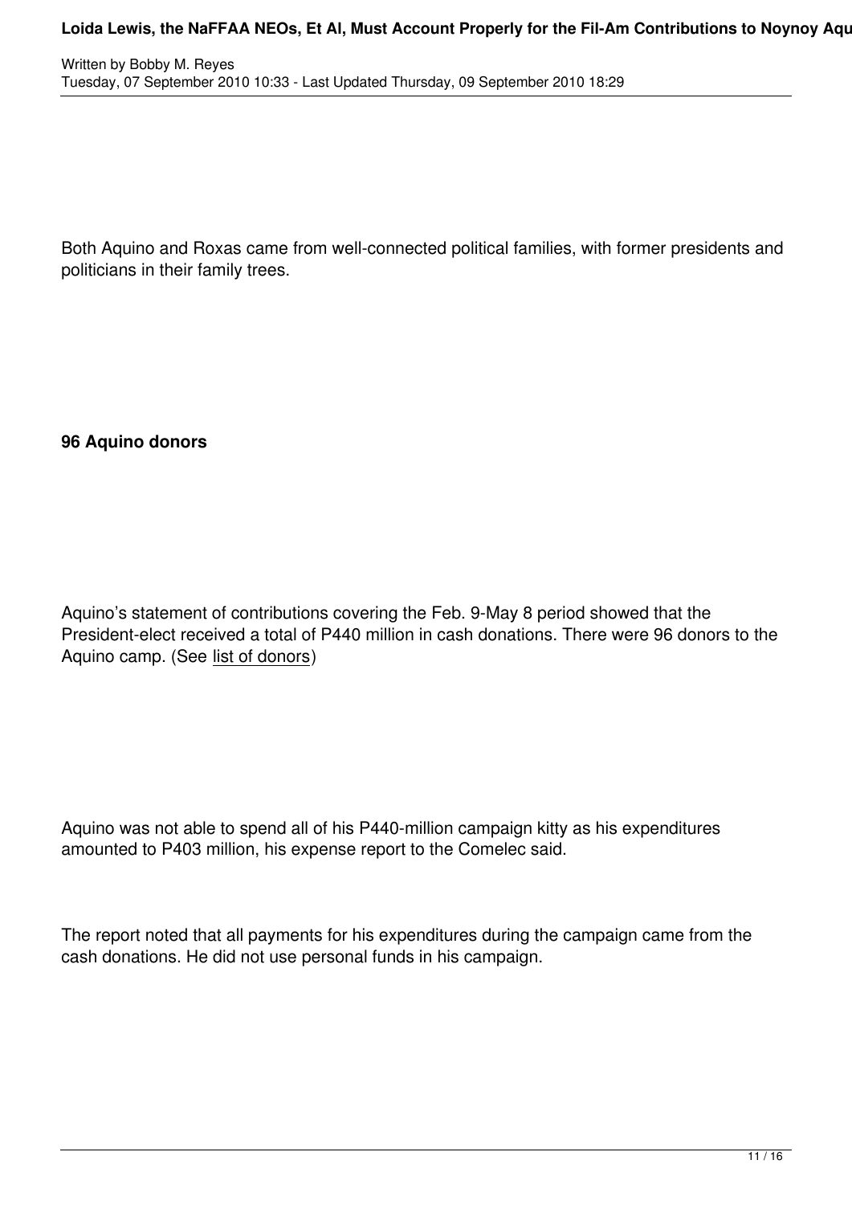Both Aquino and Roxas came from well-connected political families, with former presidents and politicians in their family trees.

**96 Aquino donors**

Aquino's statement of contributions covering the Feb. 9-May 8 period showed that the President-elect received a total of P440 million in cash donations. There were 96 donors to the Aquino camp. (See list of donors)

Aquino was not able to spend all of his P440-million campaign kitty as his expenditures amounted to P403 million, his expense report to the Comelec said.

The report noted that all payments for his expenditures during the campaign came from the cash donations. He did not use personal funds in his campaign.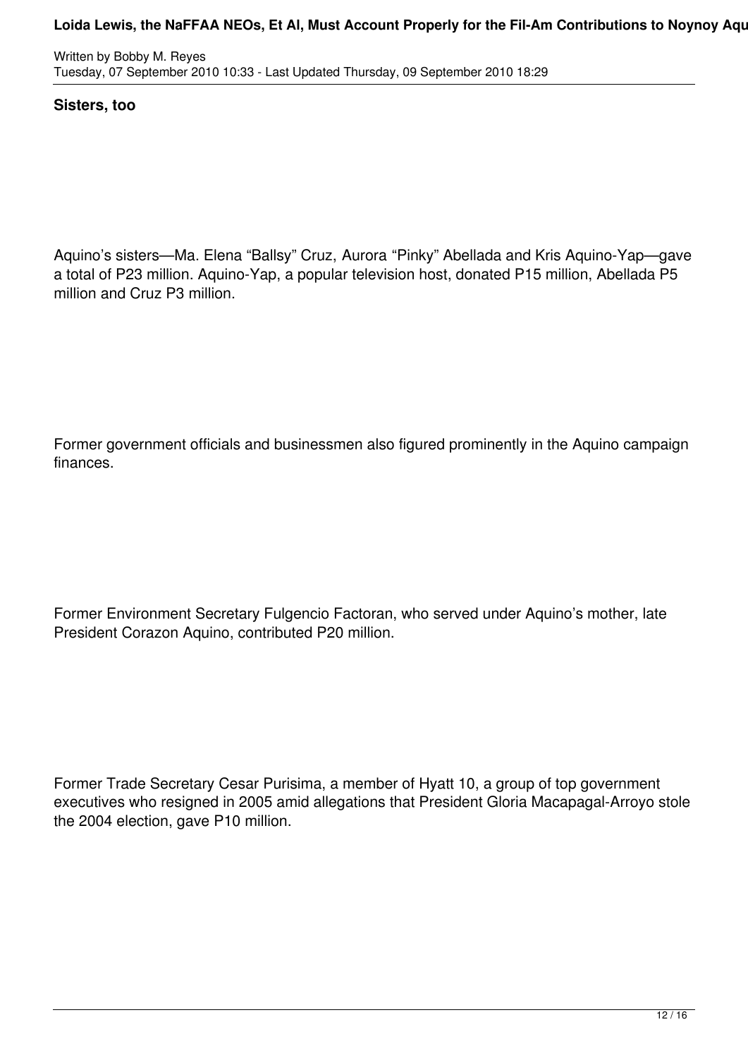**Sisters, too**

Aquino's sisters—Ma. Elena "Ballsy" Cruz, Aurora "Pinky" Abellada and Kris Aquino-Yap—gave a total of P23 million. Aquino-Yap, a popular television host, donated P15 million, Abellada P5 million and Cruz P3 million.

Former government officials and businessmen also figured prominently in the Aquino campaign finances.

Former Environment Secretary Fulgencio Factoran, who served under Aquino's mother, late President Corazon Aquino, contributed P20 million.

Former Trade Secretary Cesar Purisima, a member of Hyatt 10, a group of top government executives who resigned in 2005 amid allegations that President Gloria Macapagal-Arroyo stole the 2004 election, gave P10 million.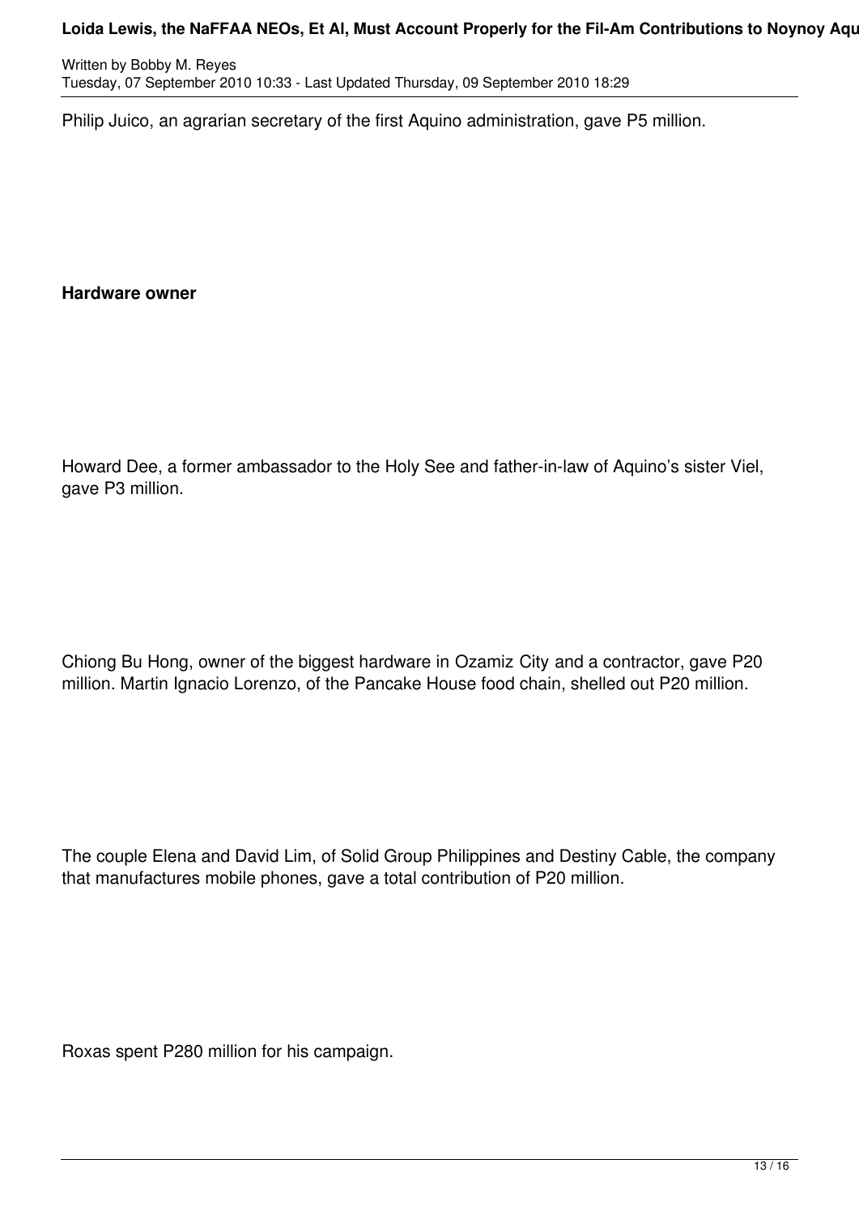Philip Juico, an agrarian secretary of the first Aquino administration, gave P5 million.

**Hardware owner**

Howard Dee, a former ambassador to the Holy See and father-in-law of Aquino's sister Viel, gave P3 million.

Chiong Bu Hong, owner of the biggest hardware in Ozamiz City and a contractor, gave P20 million. Martin Ignacio Lorenzo, of the Pancake House food chain, shelled out P20 million.

The couple Elena and David Lim, of Solid Group Philippines and Destiny Cable, the company that manufactures mobile phones, gave a total contribution of P20 million.

Roxas spent P280 million for his campaign.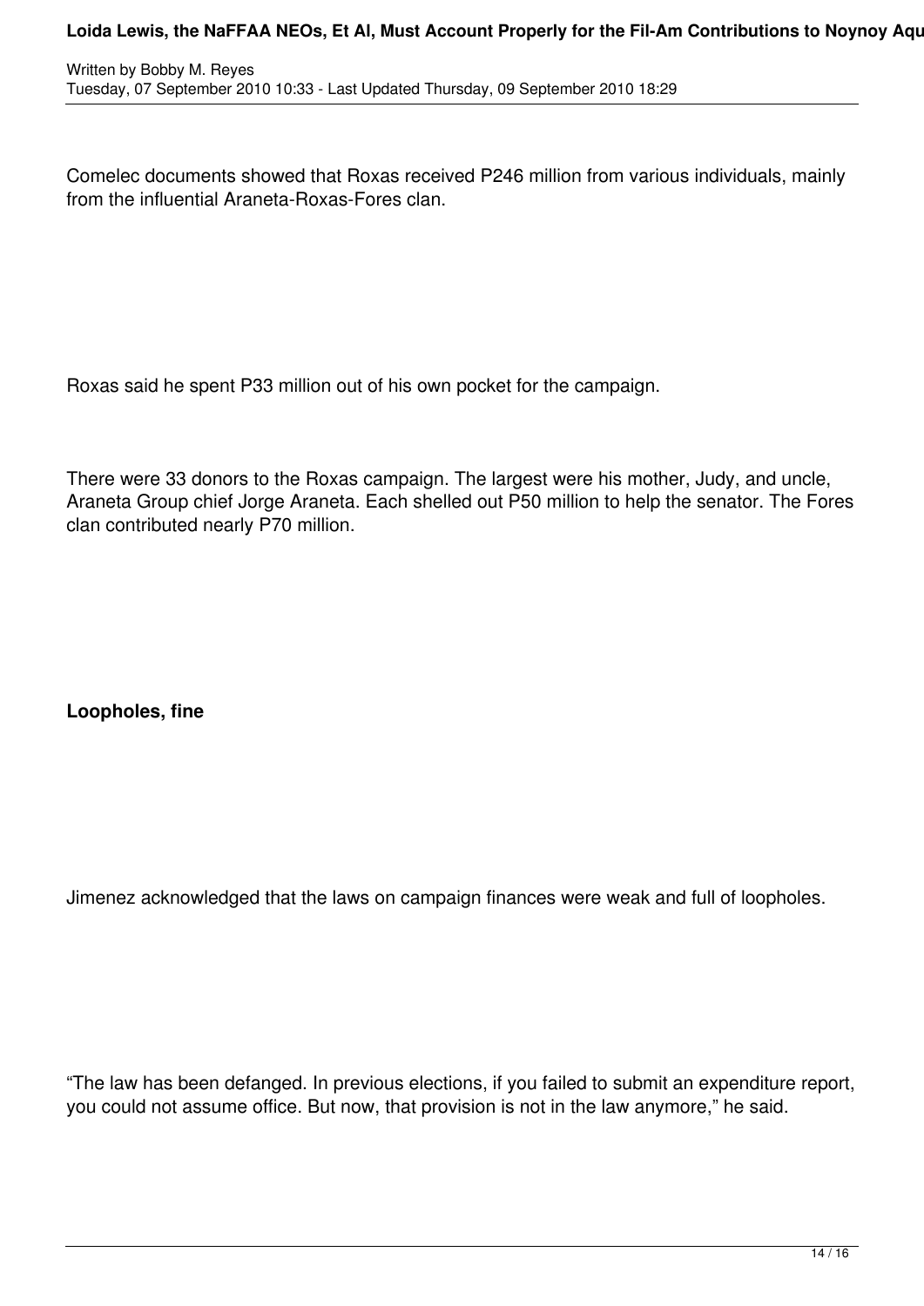Comelec documents showed that Roxas received P246 million from various individuals, mainly from the influential Araneta-Roxas-Fores clan.

Roxas said he spent P33 million out of his own pocket for the campaign.

There were 33 donors to the Roxas campaign. The largest were his mother, Judy, and uncle, Araneta Group chief Jorge Araneta. Each shelled out P50 million to help the senator. The Fores clan contributed nearly P70 million.

**Loopholes, fine**

Jimenez acknowledged that the laws on campaign finances were weak and full of loopholes.

“The law has been defanged. In previous elections, if you failed to submit an expenditure report, you could not assume office. But now, that provision is not in the law anymore,” he said.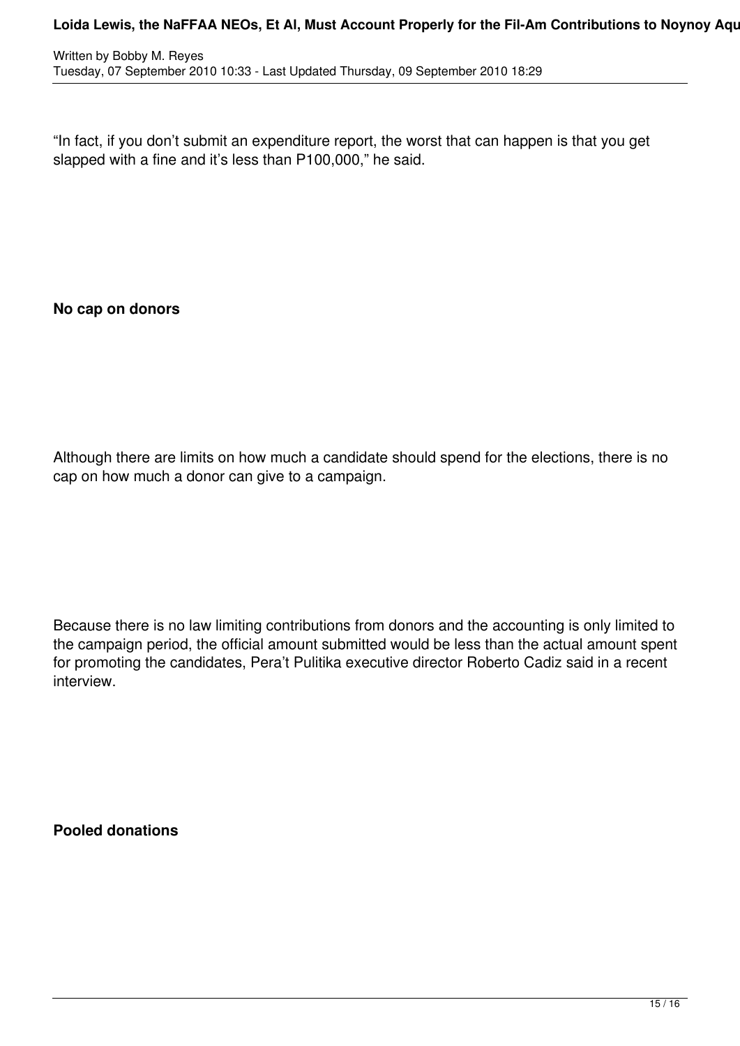"In fact, if you don't submit an expenditure report, the worst that can happen is that you get slapped with a fine and it's less than P100,000," he said.

**No cap on donors**

Although there are limits on how much a candidate should spend for the elections, there is no cap on how much a donor can give to a campaign.

Because there is no law limiting contributions from donors and the accounting is only limited to the campaign period, the official amount submitted would be less than the actual amount spent for promoting the candidates, Pera't Pulitika executive director Roberto Cadiz said in a recent interview.

**Pooled donations**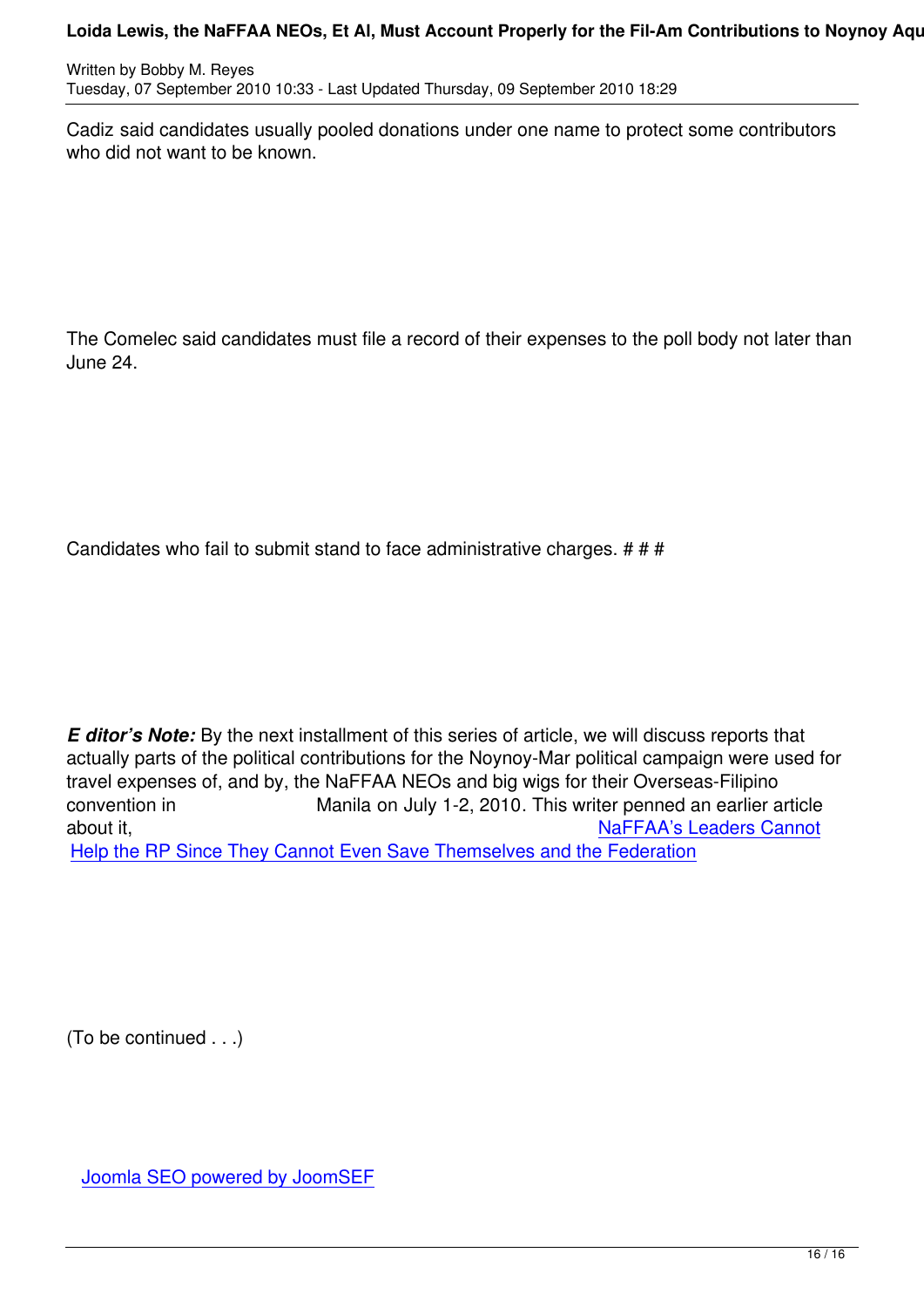Cadiz said candidates usually pooled donations under one name to protect some contributors who did not want to be known.

The Comelec said candidates must file a record of their expenses to the poll body not later than June 24.

Candidates who fail to submit stand to face administrative charges. # # #

***E ditor's Note:*** By the next installment of this series of article, we will discuss reports that actually parts of the political contributions for the Noynoy-Mar political campaign were used for travel expenses of, and by, the NaFFAA NEOs and big wigs for their Overseas-Filipino convention in Manila on July 1-2, 2010. This writer penned an earlier article about it, NaFFAA's Leaders Cannot Help the RP Since They Cannot Even Save Themselves and the Federation

(To be continued . . .)

Joomla SEO powered by JoomSEF